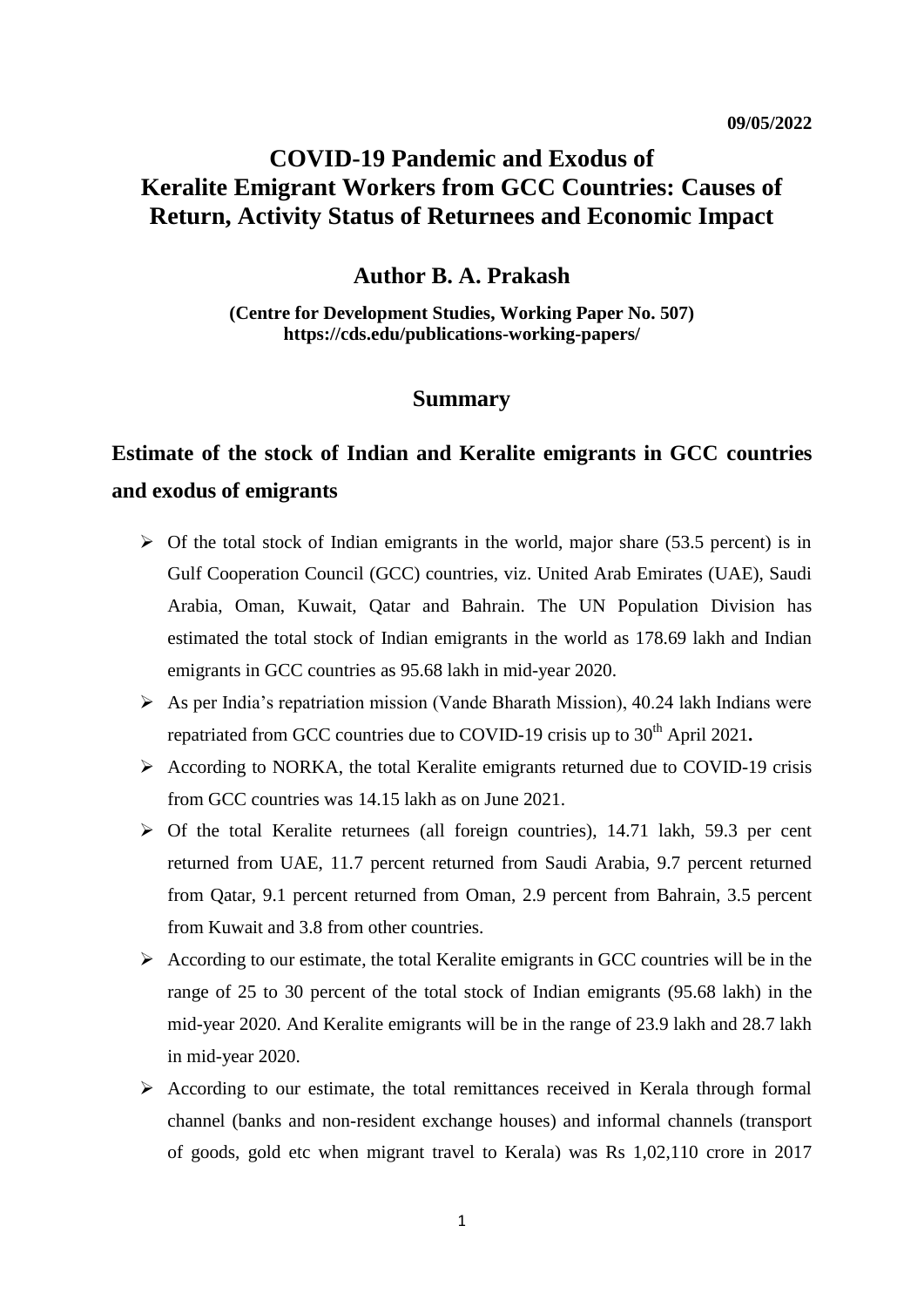09/05/2022

# COVID-19 Pandemic and Exodus of Keralite Emigrant Workers from GCC Countries: Causes of Return, Activity Status of Returnees and Economic Impact

## Author B. A. Prakash

**(Centre for Development Studies, Working Paper No. 507)**
**https://cds.edu/publications-working-papers/**

## Summary

### Estimate of the stock of Indian and Keralite emigrants in GCC countries and exodus of emigrants

- Of the total stock of Indian emigrants in the world, major share (53.5 percent) is in Gulf Cooperation Council (GCC) countries, viz. United Arab Emirates (UAE), Saudi Arabia, Oman, Kuwait, Qatar and Bahrain. The UN Population Division has estimated the total stock of Indian emigrants in the world as 178.69 lakh and Indian emigrants in GCC countries as 95.68 lakh in mid-year 2020.
- As per India's repatriation mission (Vande Bharath Mission), 40.24 lakh Indians were repatriated from GCC countries due to COVID-19 crisis up to 30th April 2021**.**
- According to NORKA, the total Keralite emigrants returned due to COVID-19 crisis from GCC countries was 14.15 lakh as on June 2021.
- Of the total Keralite returnees (all foreign countries), 14.71 lakh, 59.3 per cent returned from UAE, 11.7 percent returned from Saudi Arabia, 9.7 percent returned from Qatar, 9.1 percent returned from Oman, 2.9 percent from Bahrain, 3.5 percent from Kuwait and 3.8 from other countries.
- According to our estimate, the total Keralite emigrants in GCC countries will be in the range of 25 to 30 percent of the total stock of Indian emigrants (95.68 lakh) in the mid-year 2020. And Keralite emigrants will be in the range of 23.9 lakh and 28.7 lakh in mid-year 2020.
- According to our estimate, the total remittances received in Kerala through formal channel (banks and non-resident exchange houses) and informal channels (transport of goods, gold etc when migrant travel to Kerala) was Rs 1,02,110 crore in 2017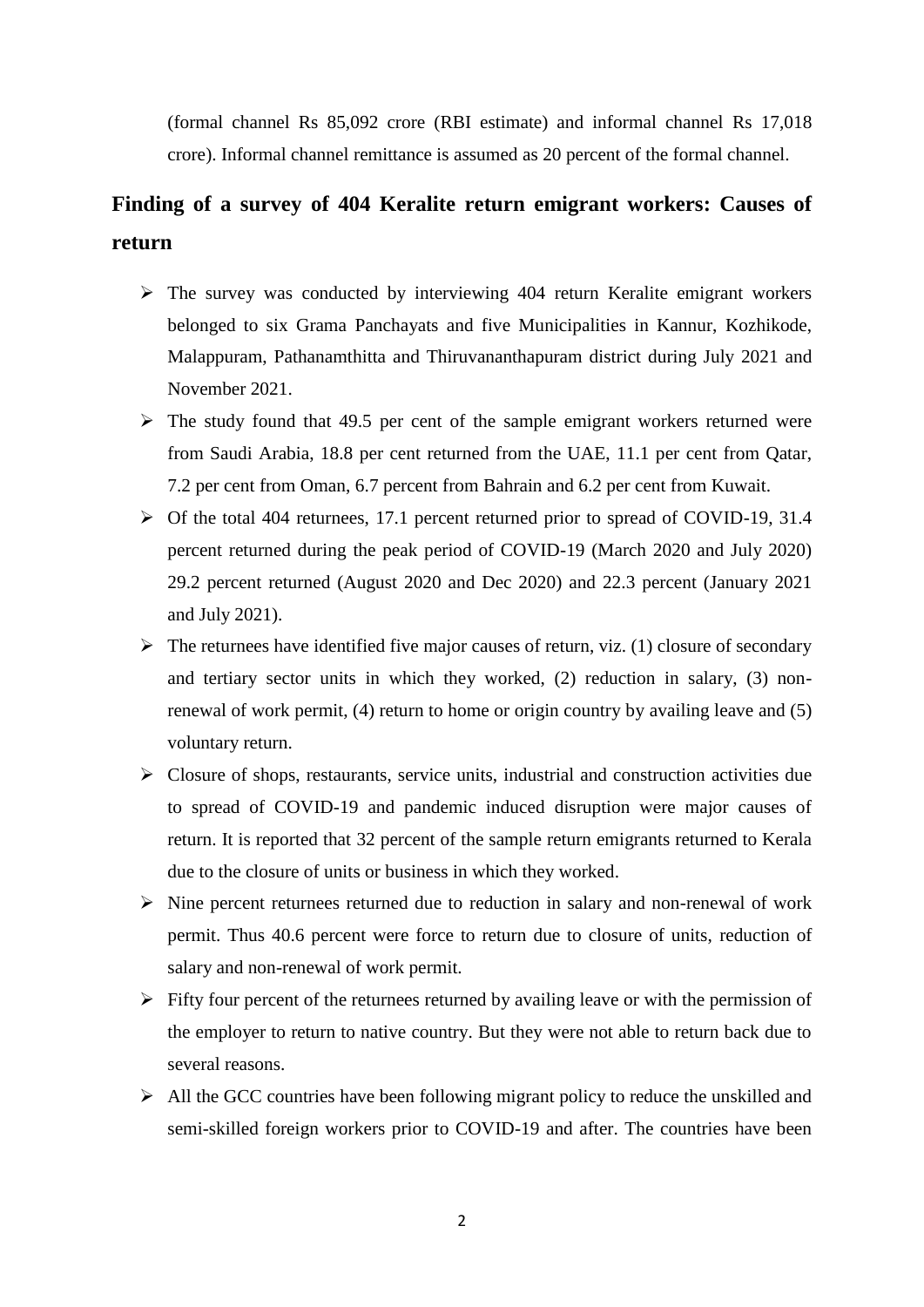(formal channel Rs 85,092 crore (RBI estimate) and informal channel Rs 17,018 crore). Informal channel remittance is assumed as 20 percent of the formal channel.

## Finding of a survey of 404 Keralite return emigrant workers: Causes of return

- The survey was conducted by interviewing 404 return Keralite emigrant workers belonged to six Grama Panchayats and five Municipalities in Kannur, Kozhikode, Malappuram, Pathanamthitta and Thiruvananthapuram district during July 2021 and November 2021.
- The study found that 49.5 per cent of the sample emigrant workers returned were from Saudi Arabia, 18.8 per cent returned from the UAE, 11.1 per cent from Qatar, 7.2 per cent from Oman, 6.7 percent from Bahrain and 6.2 per cent from Kuwait.
- Of the total 404 returnees, 17.1 percent returned prior to spread of COVID-19, 31.4 percent returned during the peak period of COVID-19 (March 2020 and July 2020) 29.2 percent returned (August 2020 and Dec 2020) and 22.3 percent (January 2021 and July 2021).
- The returnees have identified five major causes of return, viz. (1) closure of secondary and tertiary sector units in which they worked, (2) reduction in salary, (3) non-renewal of work permit, (4) return to home or origin country by availing leave and (5) voluntary return.
- Closure of shops, restaurants, service units, industrial and construction activities due to spread of COVID-19 and pandemic induced disruption were major causes of return. It is reported that 32 percent of the sample return emigrants returned to Kerala due to the closure of units or business in which they worked.
- Nine percent returnees returned due to reduction in salary and non-renewal of work permit. Thus 40.6 percent were force to return due to closure of units, reduction of salary and non-renewal of work permit.
- Fifty four percent of the returnees returned by availing leave or with the permission of the employer to return to native country. But they were not able to return back due to several reasons.
- All the GCC countries have been following migrant policy to reduce the unskilled and semi-skilled foreign workers prior to COVID-19 and after. The countries have been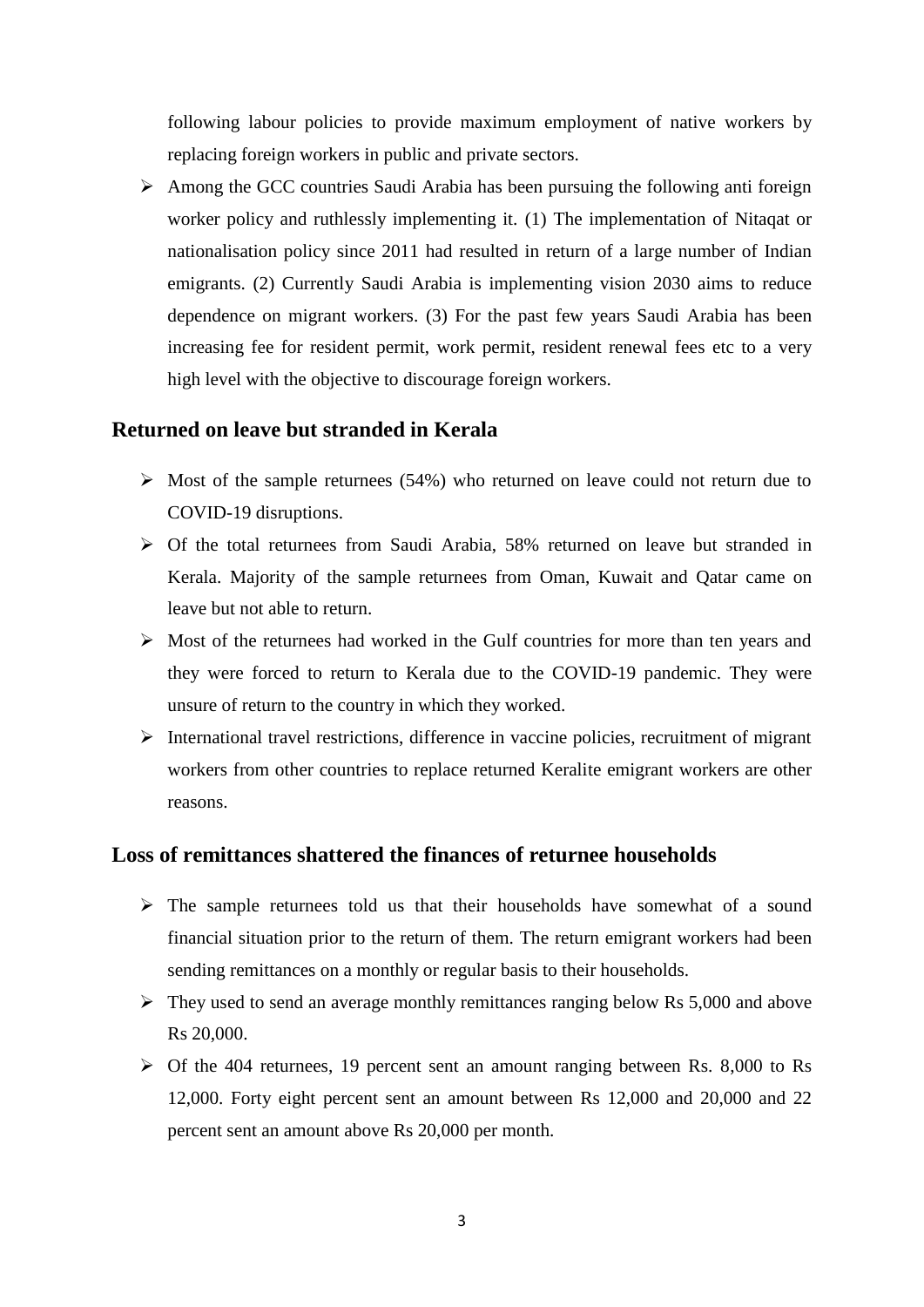following labour policies to provide maximum employment of native workers by replacing foreign workers in public and private sectors.

- Among the GCC countries Saudi Arabia has been pursuing the following anti foreign worker policy and ruthlessly implementing it. (1) The implementation of Nitaqat or nationalisation policy since 2011 had resulted in return of a large number of Indian emigrants. (2) Currently Saudi Arabia is implementing vision 2030 aims to reduce dependence on migrant workers. (3) For the past few years Saudi Arabia has been increasing fee for resident permit, work permit, resident renewal fees etc to a very high level with the objective to discourage foreign workers.

## Returned on leave but stranded in Kerala

- Most of the sample returnees (54%) who returned on leave could not return due to COVID-19 disruptions.
- Of the total returnees from Saudi Arabia, 58% returned on leave but stranded in Kerala. Majority of the sample returnees from Oman, Kuwait and Qatar came on leave but not able to return.
- Most of the returnees had worked in the Gulf countries for more than ten years and they were forced to return to Kerala due to the COVID-19 pandemic. They were unsure of return to the country in which they worked.
- International travel restrictions, difference in vaccine policies, recruitment of migrant workers from other countries to replace returned Keralite emigrant workers are other reasons.

## Loss of remittances shattered the finances of returnee households

- The sample returnees told us that their households have somewhat of a sound financial situation prior to the return of them. The return emigrant workers had been sending remittances on a monthly or regular basis to their households.
- They used to send an average monthly remittances ranging below Rs 5,000 and above Rs 20,000.
- Of the 404 returnees, 19 percent sent an amount ranging between Rs. 8,000 to Rs 12,000. Forty eight percent sent an amount between Rs 12,000 and 20,000 and 22 percent sent an amount above Rs 20,000 per month.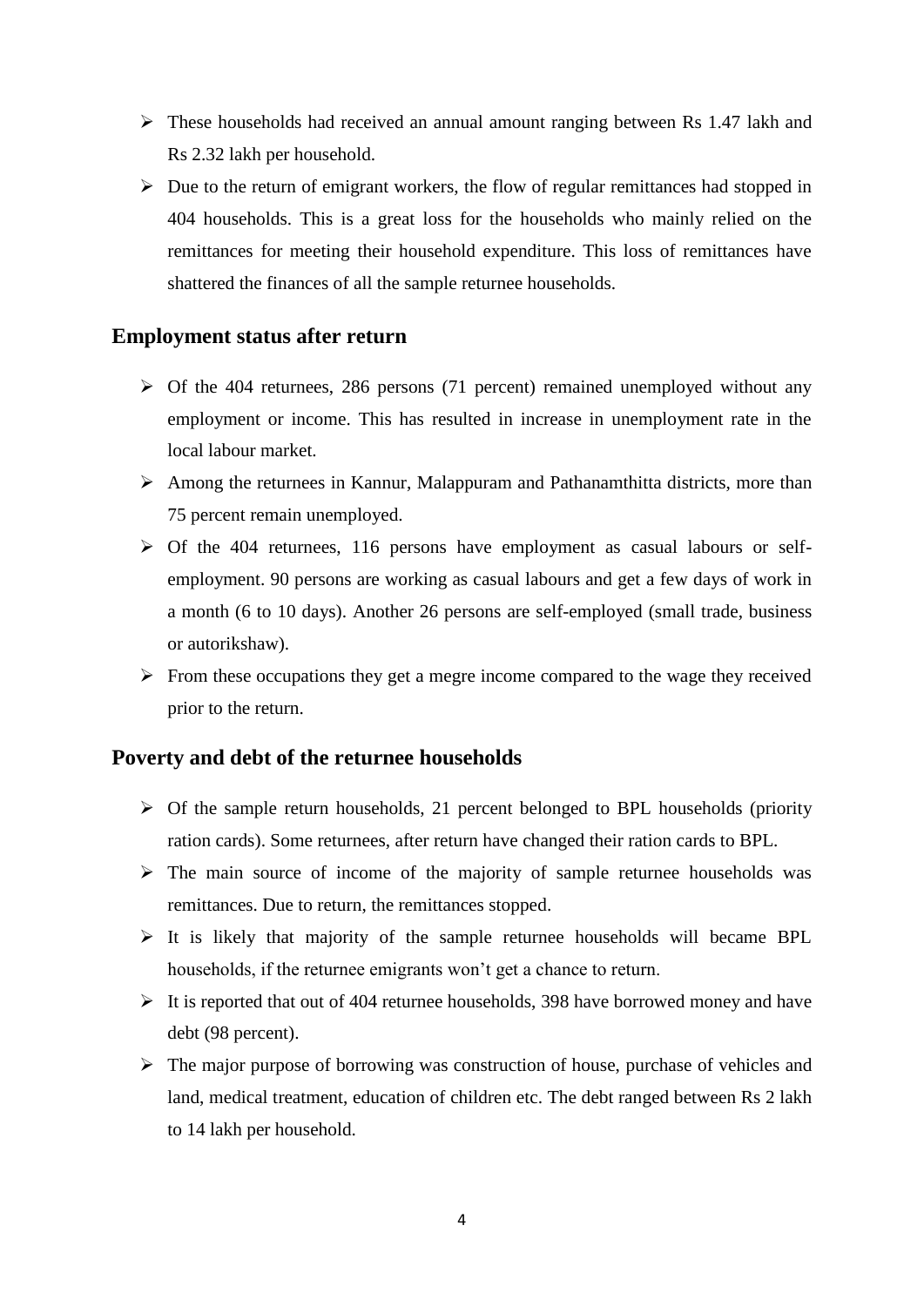- These households had received an annual amount ranging between Rs 1.47 lakh and Rs 2.32 lakh per household.
- Due to the return of emigrant workers, the flow of regular remittances had stopped in 404 households. This is a great loss for the households who mainly relied on the remittances for meeting their household expenditure. This loss of remittances have shattered the finances of all the sample returnee households.

## Employment status after return

- Of the 404 returnees, 286 persons (71 percent) remained unemployed without any employment or income. This has resulted in increase in unemployment rate in the local labour market.
- Among the returnees in Kannur, Malappuram and Pathanamthitta districts, more than 75 percent remain unemployed.
- Of the 404 returnees, 116 persons have employment as casual labours or self-employment. 90 persons are working as casual labours and get a few days of work in a month (6 to 10 days). Another 26 persons are self-employed (small trade, business or autorikshaw).
- From these occupations they get a megre income compared to the wage they received prior to the return.

## Poverty and debt of the returnee households

- Of the sample return households, 21 percent belonged to BPL households (priority ration cards). Some returnees, after return have changed their ration cards to BPL.
- The main source of income of the majority of sample returnee households was remittances. Due to return, the remittances stopped.
- It is likely that majority of the sample returnee households will became BPL households, if the returnee emigrants won't get a chance to return.
- It is reported that out of 404 returnee households, 398 have borrowed money and have debt (98 percent).
- The major purpose of borrowing was construction of house, purchase of vehicles and land, medical treatment, education of children etc. The debt ranged between Rs 2 lakh to 14 lakh per household.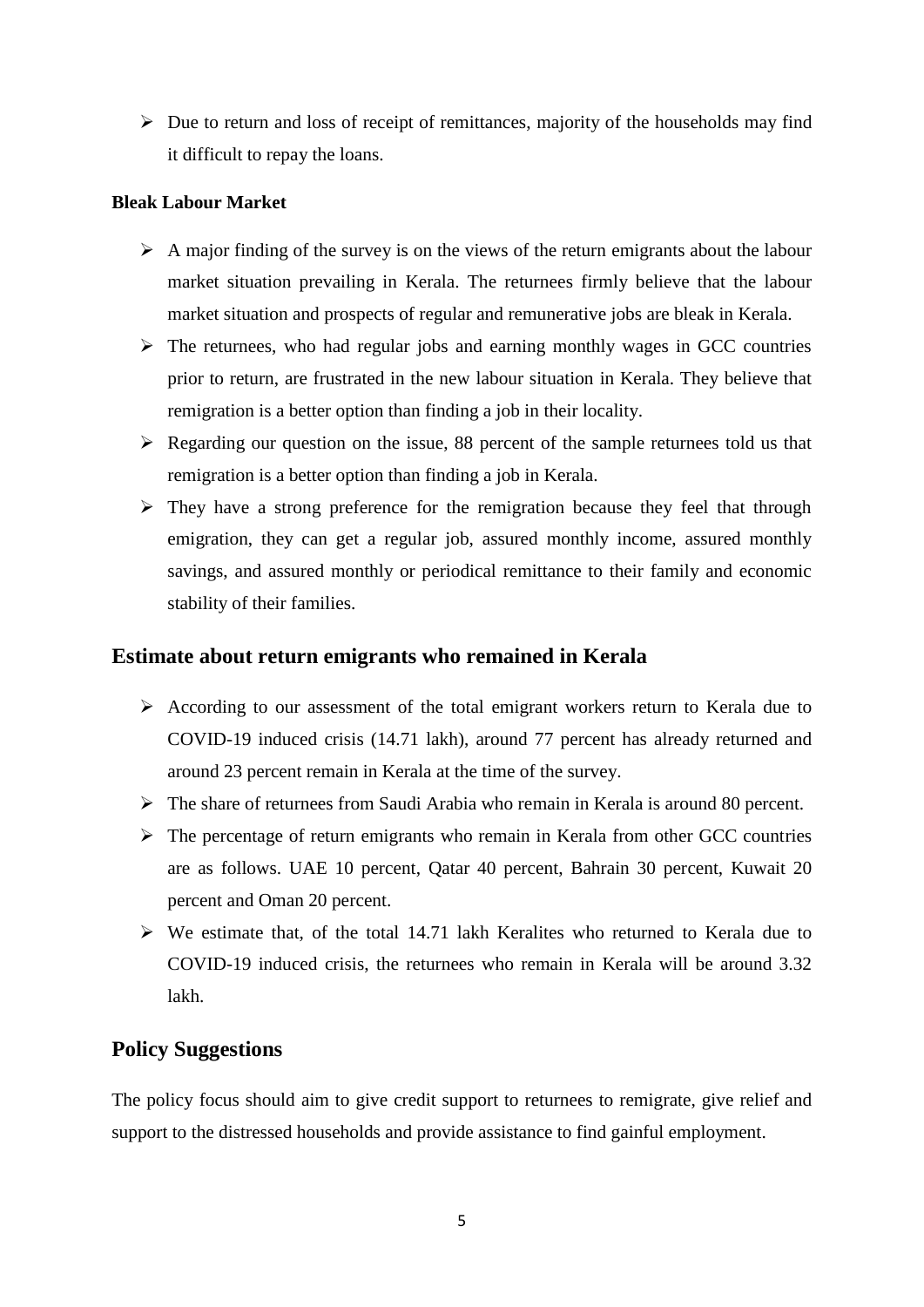- Due to return and loss of receipt of remittances, majority of the households may find it difficult to repay the loans.

**Bleak Labour Market**

- A major finding of the survey is on the views of the return emigrants about the labour market situation prevailing in Kerala. The returnees firmly believe that the labour market situation and prospects of regular and remunerative jobs are bleak in Kerala.
- The returnees, who had regular jobs and earning monthly wages in GCC countries prior to return, are frustrated in the new labour situation in Kerala. They believe that remigration is a better option than finding a job in their locality.
- Regarding our question on the issue, 88 percent of the sample returnees told us that remigration is a better option than finding a job in Kerala.
- They have a strong preference for the remigration because they feel that through emigration, they can get a regular job, assured monthly income, assured monthly savings, and assured monthly or periodical remittance to their family and economic stability of their families.

## Estimate about return emigrants who remained in Kerala

- According to our assessment of the total emigrant workers return to Kerala due to COVID-19 induced crisis (14.71 lakh), around 77 percent has already returned and around 23 percent remain in Kerala at the time of the survey.
- The share of returnees from Saudi Arabia who remain in Kerala is around 80 percent.
- The percentage of return emigrants who remain in Kerala from other GCC countries are as follows. UAE 10 percent, Qatar 40 percent, Bahrain 30 percent, Kuwait 20 percent and Oman 20 percent.
- We estimate that, of the total 14.71 lakh Keralites who returned to Kerala due to COVID-19 induced crisis, the returnees who remain in Kerala will be around 3.32 lakh.

## Policy Suggestions

The policy focus should aim to give credit support to returnees to remigrate, give relief and support to the distressed households and provide assistance to find gainful employment.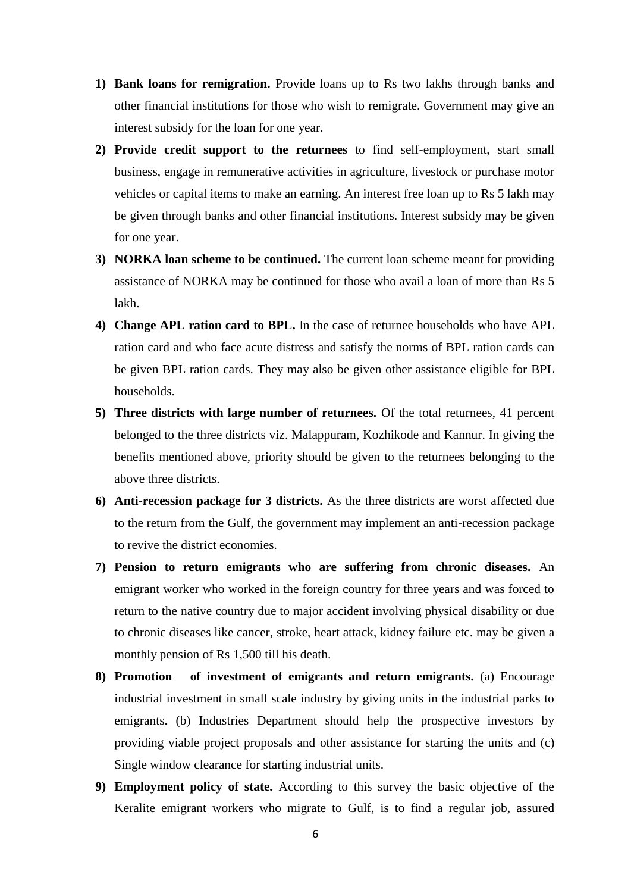1) **Bank loans for remigration.** Provide loans up to Rs two lakhs through banks and other financial institutions for those who wish to remigrate. Government may give an interest subsidy for the loan for one year.
2) **Provide credit support to the returnees** to find self-employment, start small business, engage in remunerative activities in agriculture, livestock or purchase motor vehicles or capital items to make an earning. An interest free loan up to Rs 5 lakh may be given through banks and other financial institutions. Interest subsidy may be given for one year.
3) **NORKA loan scheme to be continued.** The current loan scheme meant for providing assistance of NORKA may be continued for those who avail a loan of more than Rs 5 lakh.
4) **Change APL ration card to BPL.** In the case of returnee households who have APL ration card and who face acute distress and satisfy the norms of BPL ration cards can be given BPL ration cards. They may also be given other assistance eligible for BPL households.
5) **Three districts with large number of returnees.** Of the total returnees, 41 percent belonged to the three districts viz. Malappuram, Kozhikode and Kannur. In giving the benefits mentioned above, priority should be given to the returnees belonging to the above three districts.
6) **Anti-recession package for 3 districts.** As the three districts are worst affected due to the return from the Gulf, the government may implement an anti-recession package to revive the district economies.
7) **Pension to return emigrants who are suffering from chronic diseases.** An emigrant worker who worked in the foreign country for three years and was forced to return to the native country due to major accident involving physical disability or due to chronic diseases like cancer, stroke, heart attack, kidney failure etc. may be given a monthly pension of Rs 1,500 till his death.
8) **Promotion of investment of emigrants and return emigrants.** (a) Encourage industrial investment in small scale industry by giving units in the industrial parks to emigrants. (b) Industries Department should help the prospective investors by providing viable project proposals and other assistance for starting the units and (c) Single window clearance for starting industrial units.
9) **Employment policy of state.** According to this survey the basic objective of the Keralite emigrant workers who migrate to Gulf, is to find a regular job, assured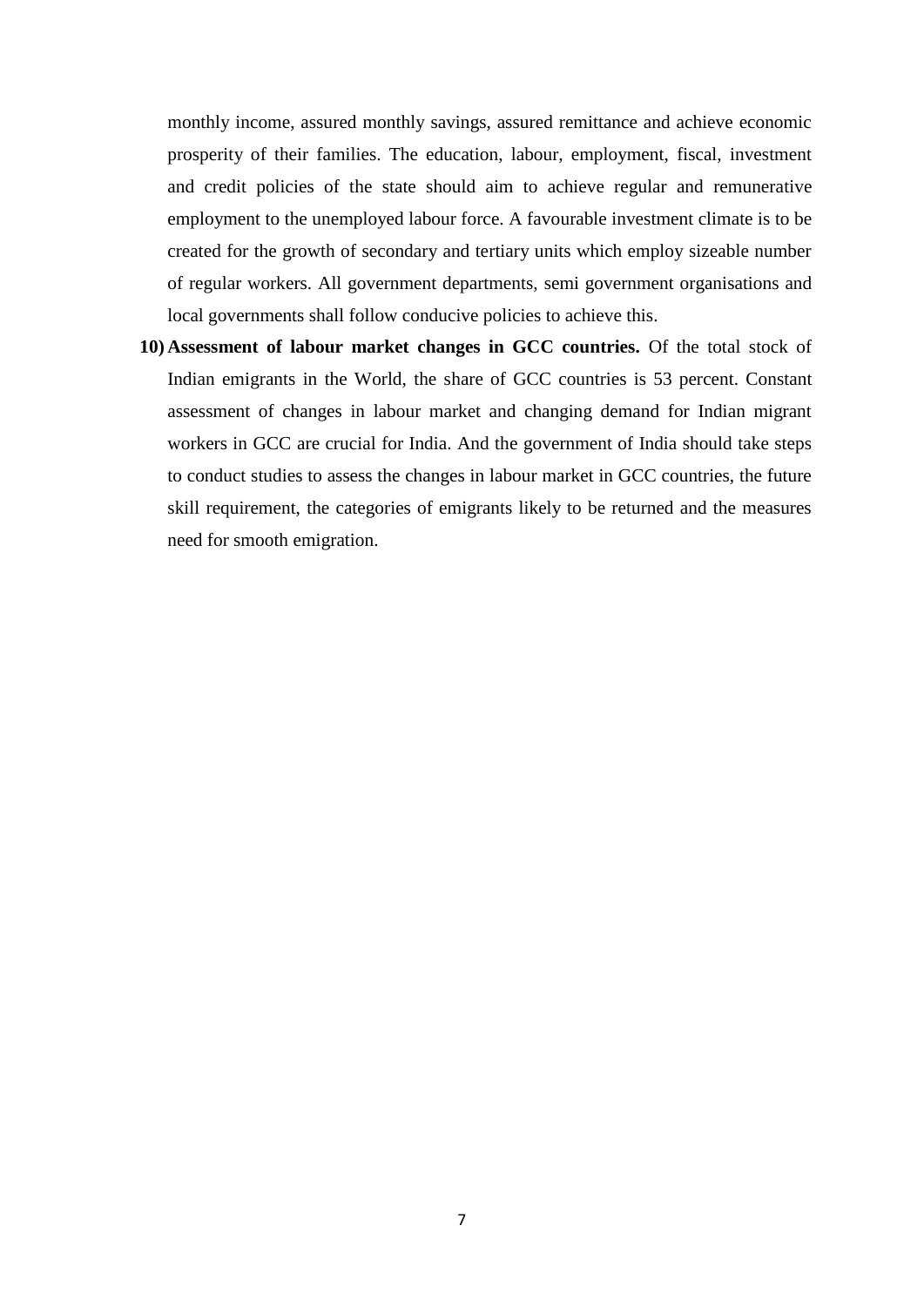monthly income, assured monthly savings, assured remittance and achieve economic prosperity of their families. The education, labour, employment, fiscal, investment and credit policies of the state should aim to achieve regular and remunerative employment to the unemployed labour force. A favourable investment climate is to be created for the growth of secondary and tertiary units which employ sizeable number of regular workers. All government departments, semi government organisations and local governments shall follow conducive policies to achieve this.

10) **Assessment of labour market changes in GCC countries.** Of the total stock of Indian emigrants in the World, the share of GCC countries is 53 percent. Constant assessment of changes in labour market and changing demand for Indian migrant workers in GCC are crucial for India. And the government of India should take steps to conduct studies to assess the changes in labour market in GCC countries, the future skill requirement, the categories of emigrants likely to be returned and the measures need for smooth emigration.